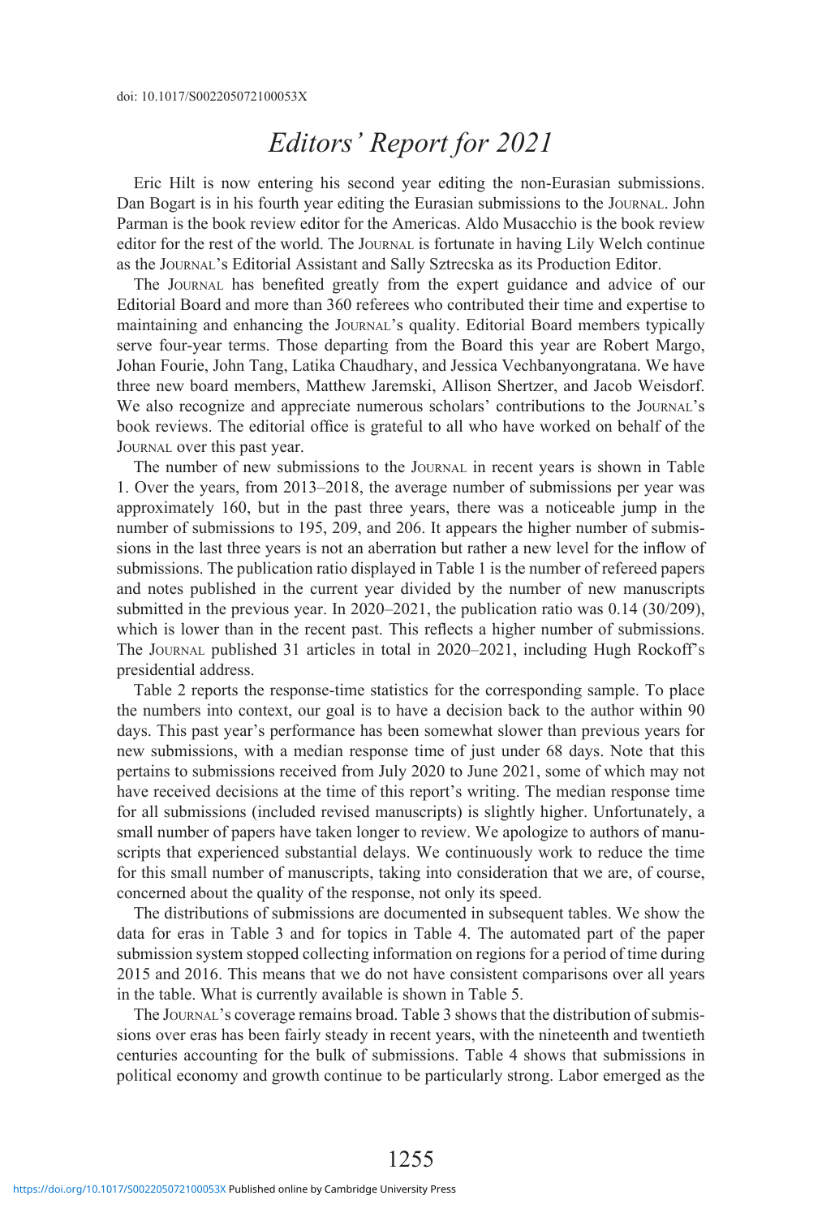doi: 10.1017/S002205072100053X

# *Editors' Report for 2021*

Eric Hilt is now entering his second year editing the non-Eurasian submissions. Dan Bogart is in his fourth year editing the Eurasian submissions to the JOURNAL. John Parman is the book review editor for the Americas. Aldo Musacchio is the book review editor for the rest of the world. The JOURNAL is fortunate in having Lily Welch continue as the JOURNAL's Editorial Assistant and Sally Sztrecska as its Production Editor.

The JOURNAL has benefited greatly from the expert guidance and advice of our Editorial Board and more than 360 referees who contributed their time and expertise to maintaining and enhancing the JOURNAL's quality. Editorial Board members typically serve four-year terms. Those departing from the Board this year are Robert Margo, Johan Fourie, John Tang, Latika Chaudhary, and Jessica Vechbanyongratana. We have three new board members, Matthew Jaremski, Allison Shertzer, and Jacob Weisdorf. We also recognize and appreciate numerous scholars' contributions to the JOURNAL's book reviews. The editorial office is grateful to all who have worked on behalf of the JOURNAL over this past year.

The number of new submissions to the JOURNAL in recent years is shown in Table 1. Over the years, from 2013–2018, the average number of submissions per year was approximately 160, but in the past three years, there was a noticeable jump in the number of submissions to 195, 209, and 206. It appears the higher number of submissions in the last three years is not an aberration but rather a new level for the inflow of submissions. The publication ratio displayed in Table 1 is the number of refereed papers and notes published in the current year divided by the number of new manuscripts submitted in the previous year. In 2020–2021, the publication ratio was 0.14 (30/209), which is lower than in the recent past. This reflects a higher number of submissions. The JOURNAL published 31 articles in total in 2020–2021, including Hugh Rockoff's presidential address.

Table 2 reports the response-time statistics for the corresponding sample. To place the numbers into context, our goal is to have a decision back to the author within 90 days. This past year's performance has been somewhat slower than previous years for new submissions, with a median response time of just under 68 days. Note that this pertains to submissions received from July 2020 to June 2021, some of which may not have received decisions at the time of this report's writing. The median response time for all submissions (included revised manuscripts) is slightly higher. Unfortunately, a small number of papers have taken longer to review. We apologize to authors of manuscripts that experienced substantial delays. We continuously work to reduce the time for this small number of manuscripts, taking into consideration that we are, of course, concerned about the quality of the response, not only its speed.

The distributions of submissions are documented in subsequent tables. We show the data for eras in Table 3 and for topics in Table 4. The automated part of the paper submission system stopped collecting information on regions for a period of time during 2015 and 2016. This means that we do not have consistent comparisons over all years in the table. What is currently available is shown in Table 5.

The JOURNAL's coverage remains broad. Table 3 shows that the distribution of submissions over eras has been fairly steady in recent years, with the nineteenth and twentieth centuries accounting for the bulk of submissions. Table 4 shows that submissions in political economy and growth continue to be particularly strong. Labor emerged as the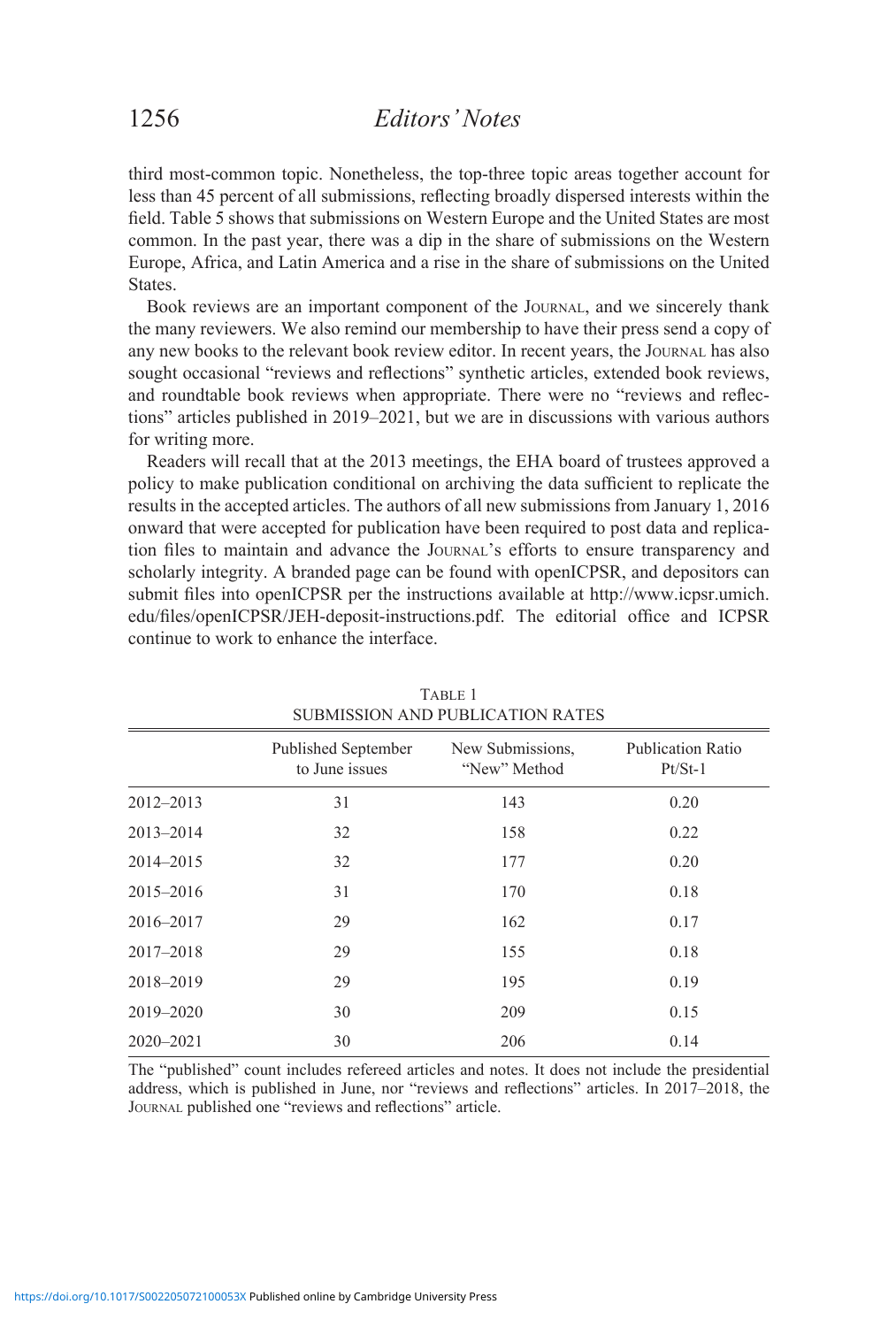third most-common topic. Nonetheless, the top-three topic areas together account for less than 45 percent of all submissions, reflecting broadly dispersed interests within the field. Table 5 shows that submissions on Western Europe and the United States are most common. In the past year, there was a dip in the share of submissions on the Western Europe, Africa, and Latin America and a rise in the share of submissions on the United States.

Book reviews are an important component of the Journal, and we sincerely thank the many reviewers. We also remind our membership to have their press send a copy of any new books to the relevant book review editor. In recent years, the Journal has also sought occasional "reviews and reflections" synthetic articles, extended book reviews, and roundtable book reviews when appropriate. There were no "reviews and reflections" articles published in 2019–2021, but we are in discussions with various authors for writing more.

Readers will recall that at the 2013 meetings, the EHA board of trustees approved a policy to make publication conditional on archiving the data sufficient to replicate the results in the accepted articles. The authors of all new submissions from January 1, 2016 onward that were accepted for publication have been required to post data and replication files to maintain and advance the Journal's efforts to ensure transparency and scholarly integrity. A branded page can be found with openICPSR, and depositors can submit files into openICPSR per the instructions available at http://www.icpsr.umich.edu/files/openICPSR/JEH-deposit-instructions.pdf. The editorial office and ICPSR continue to work to enhance the interface.

Table 1
SUBMISSION AND PUBLICATION RATES

| | Published September to June issues | New Submissions, "New" Method | Publication Ratio Pt/St-1 |
|---|---|---|---|
| 2012–2013 | 31 | 143 | 0.20 |
| 2013–2014 | 32 | 158 | 0.22 |
| 2014–2015 | 32 | 177 | 0.20 |
| 2015–2016 | 31 | 170 | 0.18 |
| 2016–2017 | 29 | 162 | 0.17 |
| 2017–2018 | 29 | 155 | 0.18 |
| 2018–2019 | 29 | 195 | 0.19 |
| 2019–2020 | 30 | 209 | 0.15 |
| 2020–2021 | 30 | 206 | 0.14 |

The "published" count includes refereed articles and notes. It does not include the presidential address, which is published in June, nor "reviews and reflections" articles. In 2017–2018, the Journal published one "reviews and reflections" article.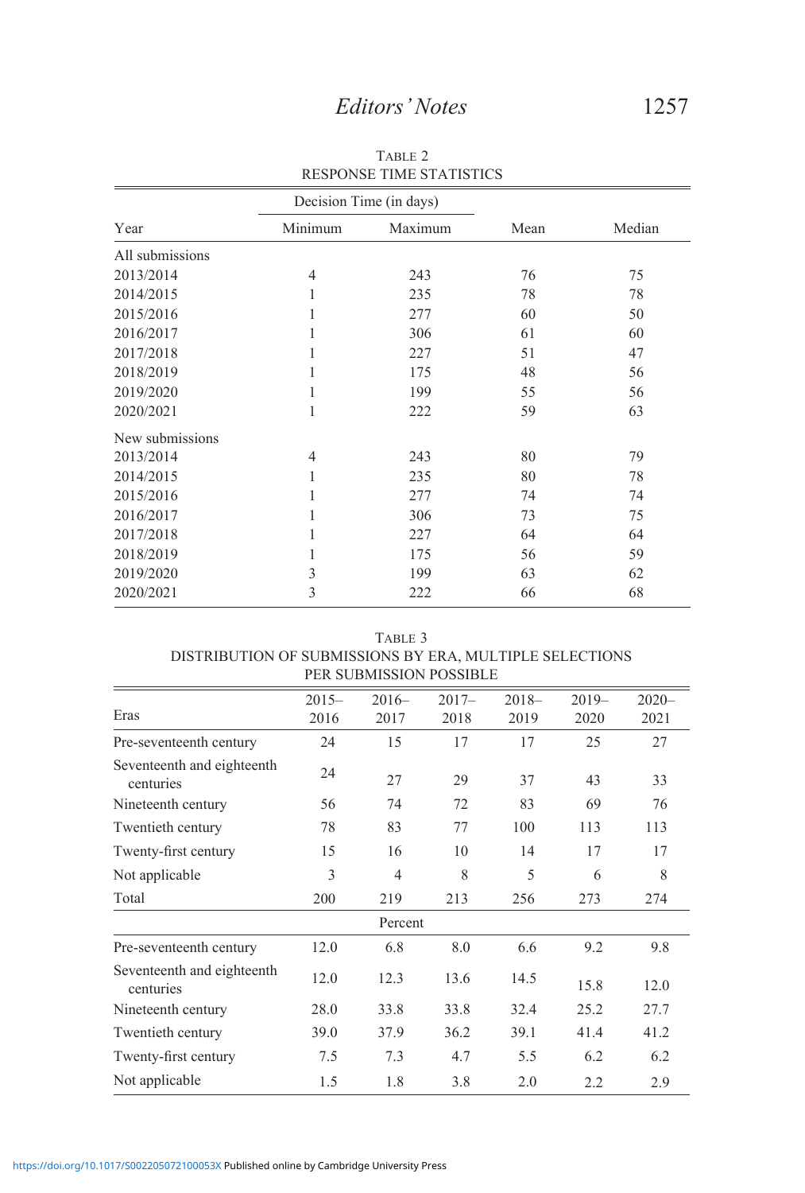TABLE 2

RESPONSE TIME STATISTICS

| | Decision Time (in days) | | | |
|---|---|---|---|---|
| Year | Minimum | Maximum | Mean | Median |
| All submissions | | | | |
| 2013/2014 | 4 | 243 | 76 | 75 |
| 2014/2015 | 1 | 235 | 78 | 78 |
| 2015/2016 | 1 | 277 | 60 | 50 |
| 2016/2017 | 1 | 306 | 61 | 60 |
| 2017/2018 | 1 | 227 | 51 | 47 |
| 2018/2019 | 1 | 175 | 48 | 56 |
| 2019/2020 | 1 | 199 | 55 | 56 |
| 2020/2021 | 1 | 222 | 59 | 63 |
| New submissions | | | | |
| 2013/2014 | 4 | 243 | 80 | 79 |
| 2014/2015 | 1 | 235 | 80 | 78 |
| 2015/2016 | 1 | 277 | 74 | 74 |
| 2016/2017 | 1 | 306 | 73 | 75 |
| 2017/2018 | 1 | 227 | 64 | 64 |
| 2018/2019 | 1 | 175 | 56 | 59 |
| 2019/2020 | 3 | 199 | 63 | 62 |
| 2020/2021 | 3 | 222 | 66 | 68 |

TABLE 3

DISTRIBUTION OF SUBMISSIONS BY ERA, MULTIPLE SELECTIONS PER SUBMISSION POSSIBLE

| Eras | 2015–2016 | 2016–2017 | 2017–2018 | 2018–2019 | 2019–2020 | 2020–2021 |
|---|---|---|---|---|---|---|
| Pre-seventeenth century | 24 | 15 | 17 | 17 | 25 | 27 |
| Seventeenth and eighteenth centuries | 24 | 27 | 29 | 37 | 43 | 33 |
| Nineteenth century | 56 | 74 | 72 | 83 | 69 | 76 |
| Twentieth century | 78 | 83 | 77 | 100 | 113 | 113 |
| Twenty-first century | 15 | 16 | 10 | 14 | 17 | 17 |
| Not applicable | 3 | 4 | 8 | 5 | 6 | 8 |
| Total | 200 | 219 | 213 | 256 | 273 | 274 |
| | | Percent | | | | |
| Pre-seventeenth century | 12.0 | 6.8 | 8.0 | 6.6 | 9.2 | 9.8 |
| Seventeenth and eighteenth centuries | 12.0 | 12.3 | 13.6 | 14.5 | 15.8 | 12.0 |
| Nineteenth century | 28.0 | 33.8 | 33.8 | 32.4 | 25.2 | 27.7 |
| Twentieth century | 39.0 | 37.9 | 36.2 | 39.1 | 41.4 | 41.2 |
| Twenty-first century | 7.5 | 7.3 | 4.7 | 5.5 | 6.2 | 6.2 |
| Not applicable | 1.5 | 1.8 | 3.8 | 2.0 | 2.2 | 2.9 |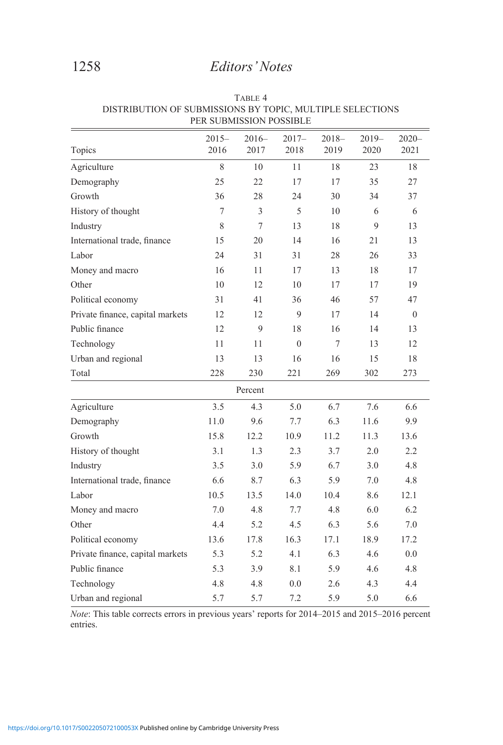TABLE 4
DISTRIBUTION OF SUBMISSIONS BY TOPIC, MULTIPLE SELECTIONS PER SUBMISSION POSSIBLE

| Topics | 2015–2016 | 2016–2017 | 2017–2018 | 2018–2019 | 2019–2020 | 2020–2021 |
|---|---|---|---|---|---|---|
| Agriculture | 8 | 10 | 11 | 18 | 23 | 18 |
| Demography | 25 | 22 | 17 | 17 | 35 | 27 |
| Growth | 36 | 28 | 24 | 30 | 34 | 37 |
| History of thought | 7 | 3 | 5 | 10 | 6 | 6 |
| Industry | 8 | 7 | 13 | 18 | 9 | 13 |
| International trade, finance | 15 | 20 | 14 | 16 | 21 | 13 |
| Labor | 24 | 31 | 31 | 28 | 26 | 33 |
| Money and macro | 16 | 11 | 17 | 13 | 18 | 17 |
| Other | 10 | 12 | 10 | 17 | 17 | 19 |
| Political economy | 31 | 41 | 36 | 46 | 57 | 47 |
| Private finance, capital markets | 12 | 12 | 9 | 17 | 14 | 0 |
| Public finance | 12 | 9 | 18 | 16 | 14 | 13 |
| Technology | 11 | 11 | 0 | 7 | 13 | 12 |
| Urban and regional | 13 | 13 | 16 | 16 | 15 | 18 |
| Total | 228 | 230 | 221 | 269 | 302 | 273 |
| | | Percent | | | | |
| Agriculture | 3.5 | 4.3 | 5.0 | 6.7 | 7.6 | 6.6 |
| Demography | 11.0 | 9.6 | 7.7 | 6.3 | 11.6 | 9.9 |
| Growth | 15.8 | 12.2 | 10.9 | 11.2 | 11.3 | 13.6 |
| History of thought | 3.1 | 1.3 | 2.3 | 3.7 | 2.0 | 2.2 |
| Industry | 3.5 | 3.0 | 5.9 | 6.7 | 3.0 | 4.8 |
| International trade, finance | 6.6 | 8.7 | 6.3 | 5.9 | 7.0 | 4.8 |
| Labor | 10.5 | 13.5 | 14.0 | 10.4 | 8.6 | 12.1 |
| Money and macro | 7.0 | 4.8 | 7.7 | 4.8 | 6.0 | 6.2 |
| Other | 4.4 | 5.2 | 4.5 | 6.3 | 5.6 | 7.0 |
| Political economy | 13.6 | 17.8 | 16.3 | 17.1 | 18.9 | 17.2 |
| Private finance, capital markets | 5.3 | 5.2 | 4.1 | 6.3 | 4.6 | 0.0 |
| Public finance | 5.3 | 3.9 | 8.1 | 5.9 | 4.6 | 4.8 |
| Technology | 4.8 | 4.8 | 0.0 | 2.6 | 4.3 | 4.4 |
| Urban and regional | 5.7 | 5.7 | 7.2 | 5.9 | 5.0 | 6.6 |

*Note*: This table corrects errors in previous years' reports for 2014–2015 and 2015–2016 percent entries.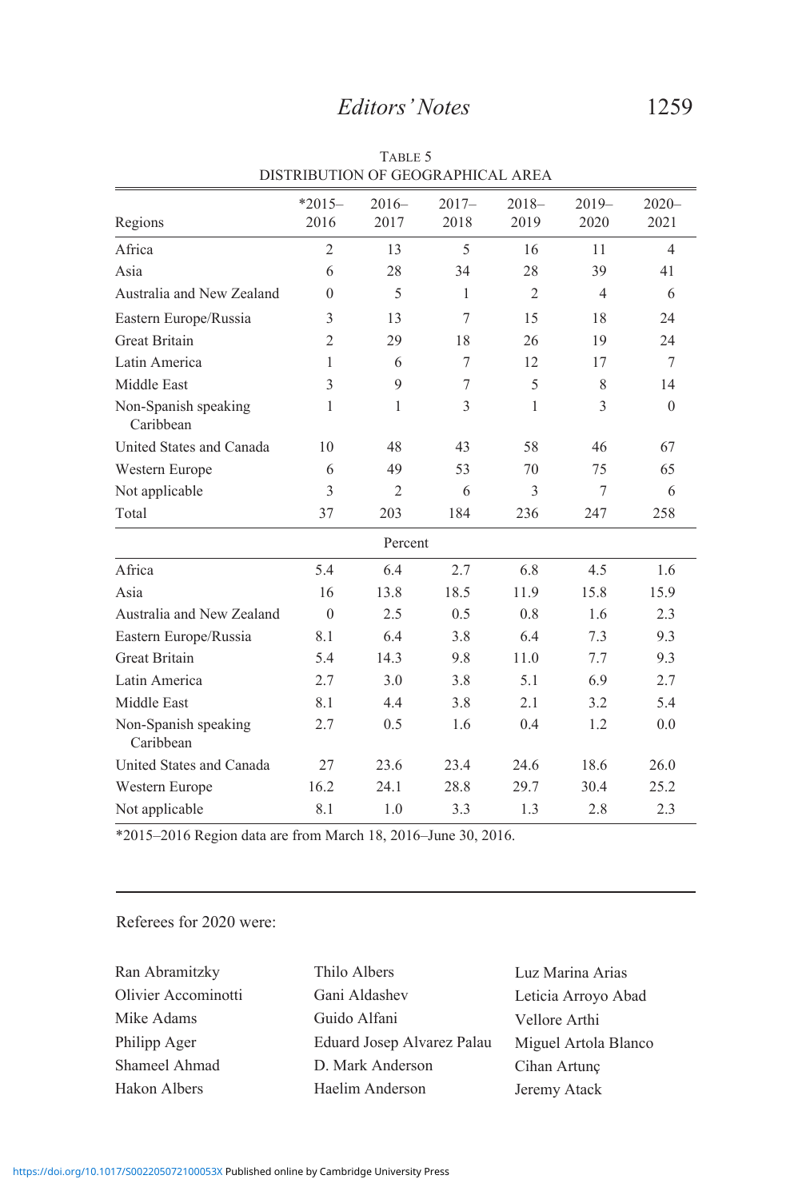TABLE 5
DISTRIBUTION OF GEOGRAPHICAL AREA

| Regions | *2015–2016 | 2016–2017 | 2017–2018 | 2018–2019 | 2019–2020 | 2020–2021 |
|---|---|---|---|---|---|---|
| Africa | 2 | 13 | 5 | 16 | 11 | 4 |
| Asia | 6 | 28 | 34 | 28 | 39 | 41 |
| Australia and New Zealand | 0 | 5 | 1 | 2 | 4 | 6 |
| Eastern Europe/Russia | 3 | 13 | 7 | 15 | 18 | 24 |
| Great Britain | 2 | 29 | 18 | 26 | 19 | 24 |
| Latin America | 1 | 6 | 7 | 12 | 17 | 7 |
| Middle East | 3 | 9 | 7 | 5 | 8 | 14 |
| Non-Spanish speaking Caribbean | 1 | 1 | 3 | 1 | 3 | 0 |
| United States and Canada | 10 | 48 | 43 | 58 | 46 | 67 |
| Western Europe | 6 | 49 | 53 | 70 | 75 | 65 |
| Not applicable | 3 | 2 | 6 | 3 | 7 | 6 |
| Total | 37 | 203 | 184 | 236 | 247 | 258 |
| | | Percent | | | | |
| Africa | 5.4 | 6.4 | 2.7 | 6.8 | 4.5 | 1.6 |
| Asia | 16 | 13.8 | 18.5 | 11.9 | 15.8 | 15.9 |
| Australia and New Zealand | 0 | 2.5 | 0.5 | 0.8 | 1.6 | 2.3 |
| Eastern Europe/Russia | 8.1 | 6.4 | 3.8 | 6.4 | 7.3 | 9.3 |
| Great Britain | 5.4 | 14.3 | 9.8 | 11.0 | 7.7 | 9.3 |
| Latin America | 2.7 | 3.0 | 3.8 | 5.1 | 6.9 | 2.7 |
| Middle East | 8.1 | 4.4 | 3.8 | 2.1 | 3.2 | 5.4 |
| Non-Spanish speaking Caribbean | 2.7 | 0.5 | 1.6 | 0.4 | 1.2 | 0.0 |
| United States and Canada | 27 | 23.6 | 23.4 | 24.6 | 18.6 | 26.0 |
| Western Europe | 16.2 | 24.1 | 28.8 | 29.7 | 30.4 | 25.2 |
| Not applicable | 8.1 | 1.0 | 3.3 | 1.3 | 2.8 | 2.3 |

*2015–2016 Region data are from March 18, 2016–June 30, 2016.

---

Referees for 2020 were:

Ran Abramitzky
Olivier Accominotti
Mike Adams
Philipp Ager
Shameel Ahmad
Hakon Albers
Thilo Albers
Gani Aldashev
Guido Alfani
Eduard Josep Alvarez Palau
D. Mark Anderson
Haelim Anderson
Luz Marina Arias
Leticia Arroyo Abad
Vellore Arthi
Miguel Artola Blanco
Cihan Artunç
Jeremy Atack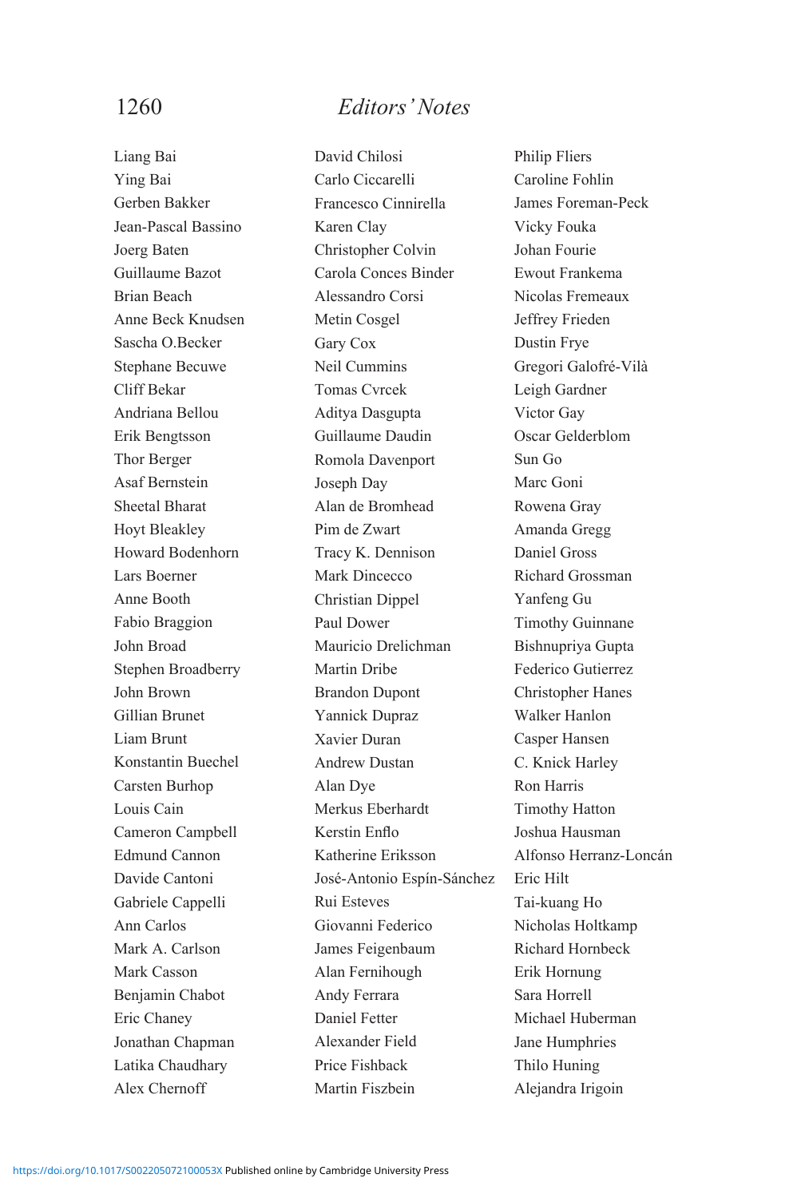Liang Bai
Ying Bai
Gerben Bakker
Jean-Pascal Bassino
Joerg Baten
Guillaume Bazot
Brian Beach
Anne Beck Knudsen
Sascha O.Becker
Stephane Becuwe
Cliff Bekar
Andriana Bellou
Erik Bengtsson
Thor Berger
Asaf Bernstein
Sheetal Bharat
Hoyt Bleakley
Howard Bodenhorn
Lars Boerner
Anne Booth
Fabio Braggion
John Broad
Stephen Broadberry
John Brown
Gillian Brunet
Liam Brunt
Konstantin Buechel
Carsten Burhop
Louis Cain
Cameron Campbell
Edmund Cannon
Davide Cantoni
Gabriele Cappelli
Ann Carlos
Mark A. Carlson
Mark Casson
Benjamin Chabot
Eric Chaney
Jonathan Chapman
Latika Chaudhary
Alex Chernoff
David Chilosi
Carlo Ciccarelli
Francesco Cinnirella
Karen Clay
Christopher Colvin
Carola Conces Binder
Alessandro Corsi
Metin Cosgel
Gary Cox
Neil Cummins
Tomas Cvrcek
Aditya Dasgupta
Guillaume Daudin
Romola Davenport
Joseph Day
Alan de Bromhead
Pim de Zwart
Tracy K. Dennison
Mark Dincecco
Christian Dippel
Paul Dower
Mauricio Drelichman
Martin Dribe
Brandon Dupont
Yannick Dupraz
Xavier Duran
Andrew Dustan
Alan Dye
Merkus Eberhardt
Kerstin Enflo
Katherine Eriksson
José-Antonio Espín-Sánchez
Rui Esteves
Giovanni Federico
James Feigenbaum
Alan Fernihough
Andy Ferrara
Daniel Fetter
Alexander Field
Price Fishback
Martin Fiszbein
Philip Fliers
Caroline Fohlin
James Foreman-Peck
Vicky Fouka
Johan Fourie
Ewout Frankema
Nicolas Fremeaux
Jeffrey Frieden
Dustin Frye
Gregori Galofré-Vilà
Leigh Gardner
Victor Gay
Oscar Gelderblom
Sun Go
Marc Goni
Rowena Gray
Amanda Gregg
Daniel Gross
Richard Grossman
Yanfeng Gu
Timothy Guinnane
Bishnupriya Gupta
Federico Gutierrez
Christopher Hanes
Walker Hanlon
Casper Hansen
C. Knick Harley
Ron Harris
Timothy Hatton
Joshua Hausman
Alfonso Herranz-Loncán
Eric Hilt
Tai-kuang Ho
Nicholas Holtkamp
Richard Hornbeck
Erik Hornung
Sara Horrell
Michael Huberman
Jane Humphries
Thilo Huning
Alejandra Irigoin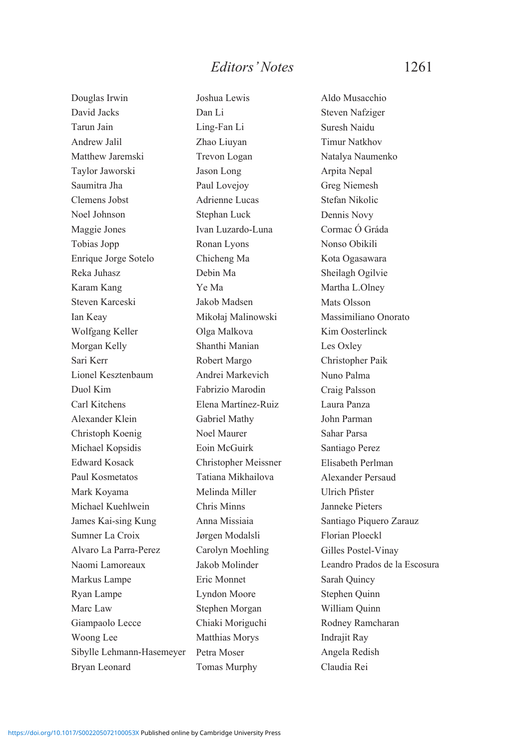Douglas Irwin
David Jacks
Tarun Jain
Andrew Jalil
Matthew Jaremski
Taylor Jaworski
Saumitra Jha
Clemens Jobst
Noel Johnson
Maggie Jones
Tobias Jopp
Enrique Jorge Sotelo
Reka Juhasz
Karam Kang
Steven Karceski
Ian Keay
Wolfgang Keller
Morgan Kelly
Sari Kerr
Lionel Kesztenbaum
Duol Kim
Carl Kitchens
Alexander Klein
Christoph Koenig
Michael Kopsidis
Edward Kosack
Paul Kosmetatos
Mark Koyama
Michael Kuehlwein
James Kai-sing Kung
Sumner La Croix
Alvaro La Parra-Perez
Naomi Lamoreaux
Markus Lampe
Ryan Lampe
Marc Law
Giampaolo Lecce
Woong Lee
Sibylle Lehmann-Hasemeyer
Bryan Leonard
Joshua Lewis
Dan Li
Ling-Fan Li
Zhao Liuyan
Trevon Logan
Jason Long
Paul Lovejoy
Adrienne Lucas
Stephan Luck
Ivan Luzardo-Luna
Ronan Lyons
Chicheng Ma
Debin Ma
Ye Ma
Jakob Madsen
Mikołaj Malinowski
Olga Malkova
Shanthi Manian
Robert Margo
Andrei Markevich
Fabrizio Marodin
Elena Martínez-Ruiz
Gabriel Mathy
Noel Maurer
Eoin McGuirk
Christopher Meissner
Tatiana Mikhailova
Melinda Miller
Chris Minns
Anna Missiaia
Jørgen Modalsli
Carolyn Moehling
Jakob Molinder
Eric Monnet
Lyndon Moore
Stephen Morgan
Chiaki Moriguchi
Matthias Morys
Petra Moser
Tomas Murphy
Aldo Musacchio
Steven Nafziger
Suresh Naidu
Timur Natkhov
Natalya Naumenko
Arpita Nepal
Greg Niemesh
Stefan Nikolic
Dennis Novy
Cormac Ó Gráda
Nonso Obikili
Kota Ogasawara
Sheilagh Ogilvie
Martha L.Olney
Mats Olsson
Massimiliano Onorato
Kim Oosterlinck
Les Oxley
Christopher Paik
Nuno Palma
Craig Palsson
Laura Panza
John Parman
Sahar Parsa
Santiago Perez
Elisabeth Perlman
Alexander Persaud
Ulrich Pfister
Janneke Pieters
Santiago Piquero Zarauz
Florian Ploeckl
Gilles Postel-Vinay
Leandro Prados de la Escosura
Sarah Quincy
Stephen Quinn
William Quinn
Rodney Ramcharan
Indrajit Ray
Angela Redish
Claudia Rei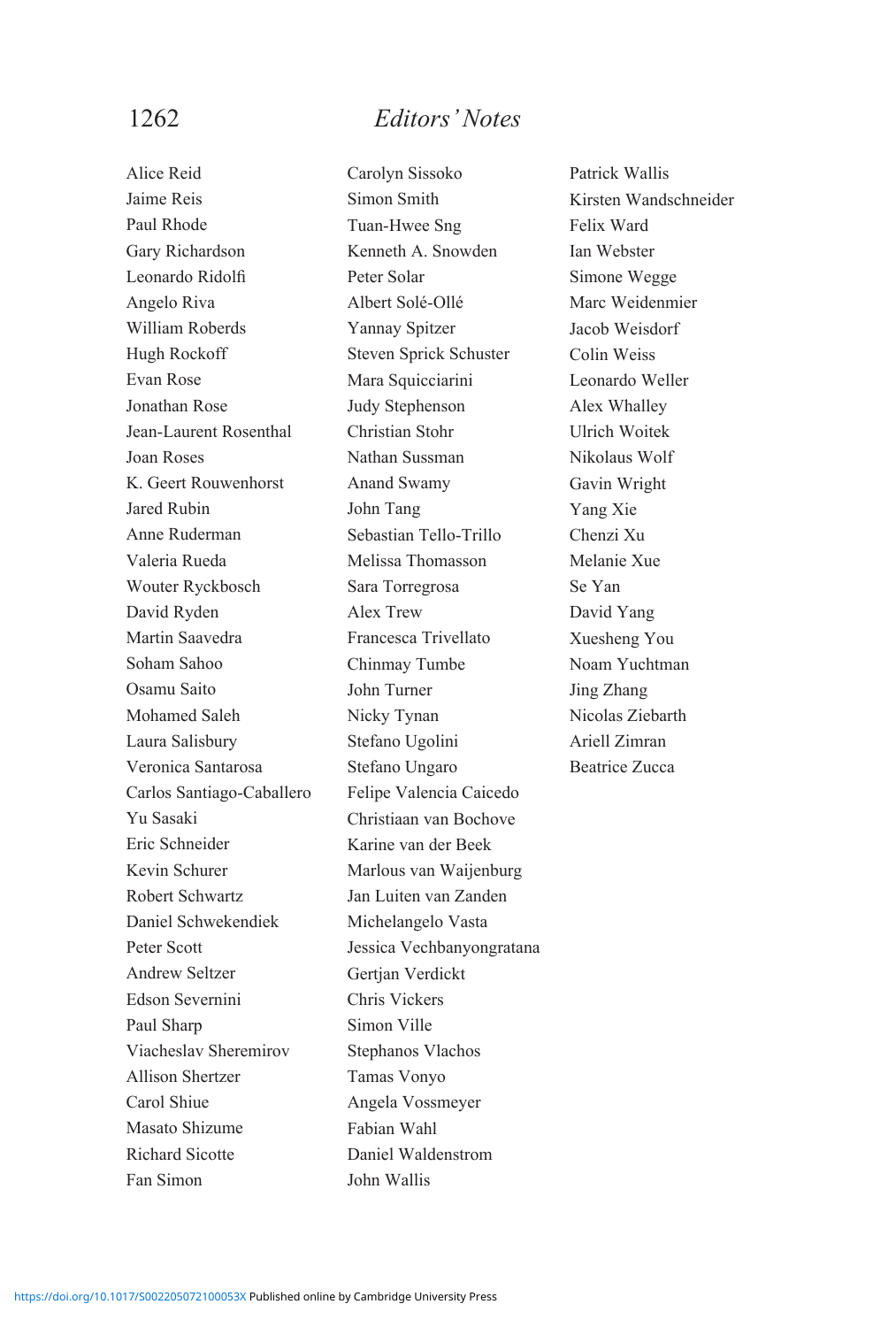Alice Reid
Jaime Reis
Paul Rhode
Gary Richardson
Leonardo Ridolfi
Angelo Riva
William Roberds
Hugh Rockoff
Evan Rose
Jonathan Rose
Jean-Laurent Rosenthal
Joan Roses
K. Geert Rouwenhorst
Jared Rubin
Anne Ruderman
Valeria Rueda
Wouter Ryckbosch
David Ryden
Martin Saavedra
Soham Sahoo
Osamu Saito
Mohamed Saleh
Laura Salisbury
Veronica Santarosa
Carlos Santiago-Caballero
Yu Sasaki
Eric Schneider
Kevin Schurer
Robert Schwartz
Daniel Schwekendiek
Peter Scott
Andrew Seltzer
Edson Severnini
Paul Sharp
Viacheslav Sheremirov
Allison Shertzer
Carol Shiue
Masato Shizume
Richard Sicotte
Fan Simon
Carolyn Sissoko
Simon Smith
Tuan-Hwee Sng
Kenneth A. Snowden
Peter Solar
Albert Solé-Ollé
Yannay Spitzer
Steven Sprick Schuster
Mara Squicciarini
Judy Stephenson
Christian Stohr
Nathan Sussman
Anand Swamy
John Tang
Sebastian Tello-Trillo
Melissa Thomasson
Sara Torregrosa
Alex Trew
Francesca Trivellato
Chinmay Tumbe
John Turner
Nicky Tynan
Stefano Ugolini
Stefano Ungaro
Felipe Valencia Caicedo
Christiaan van Bochove
Karine van der Beek
Marlous van Waijenburg
Jan Luiten van Zanden
Michelangelo Vasta
Jessica Vechbanyongratana
Gertjan Verdickt
Chris Vickers
Simon Ville
Stephanos Vlachos
Tamas Vonyo
Angela Vossmeyer
Fabian Wahl
Daniel Waldenstrom
John Wallis
Patrick Wallis
Kirsten Wandschneider
Felix Ward
Ian Webster
Simone Wegge
Marc Weidenmier
Jacob Weisdorf
Colin Weiss
Leonardo Weller
Alex Whalley
Ulrich Woitek
Nikolaus Wolf
Gavin Wright
Yang Xie
Chenzi Xu
Melanie Xue
Se Yan
David Yang
Xuesheng You
Noam Yuchtman
Jing Zhang
Nicolas Ziebarth
Ariell Zimran
Beatrice Zucca